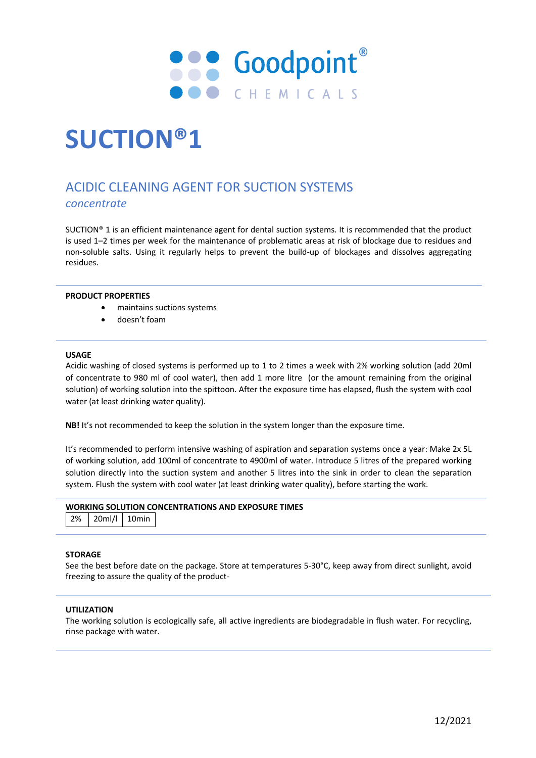Goodpoint®

CHEMICALS

# SUCTION®1

## ACIDIC CLEANING AGENT FOR SUCTION SYSTEMS

*concentrate*

SUCTION® 1 is an efficient maintenance agent for dental suction systems. It is recommended that the product is used 1–2 times per week for the maintenance of problematic areas at risk of blockage due to residues and non-soluble salts. Using it regularly helps to prevent the build-up of blockages and dissolves aggregating residues.

### PRODUCT PROPERTIES

- maintains suctions systems
- doesn't foam

### USAGE

Acidic washing of closed systems is performed up to 1 to 2 times a week with 2% working solution (add 20ml of concentrate to 980 ml of cool water), then add 1 more litre (or the amount remaining from the original solution) of working solution into the spittoon. After the exposure time has elapsed, flush the system with cool water (at least drinking water quality).

**NB!** It's not recommended to keep the solution in the system longer than the exposure time.

It's recommended to perform intensive washing of aspiration and separation systems once a year: Make 2x 5L of working solution, add 100ml of concentrate to 4900ml of water. Introduce 5 litres of the prepared working solution directly into the suction system and another 5 litres into the sink in order to clean the separation system. Flush the system with cool water (at least drinking water quality), before starting the work.

### WORKING SOLUTION CONCENTRATIONS AND EXPOSURE TIMES

| 2% | 20ml/l | 10min |
|---|---|---|

### STORAGE

See the best before date on the package. Store at temperatures 5-30°C, keep away from direct sunlight, avoid freezing to assure the quality of the product-

### UTILIZATION

The working solution is ecologically safe, all active ingredients are biodegradable in flush water. For recycling, rinse package with water.

12/2021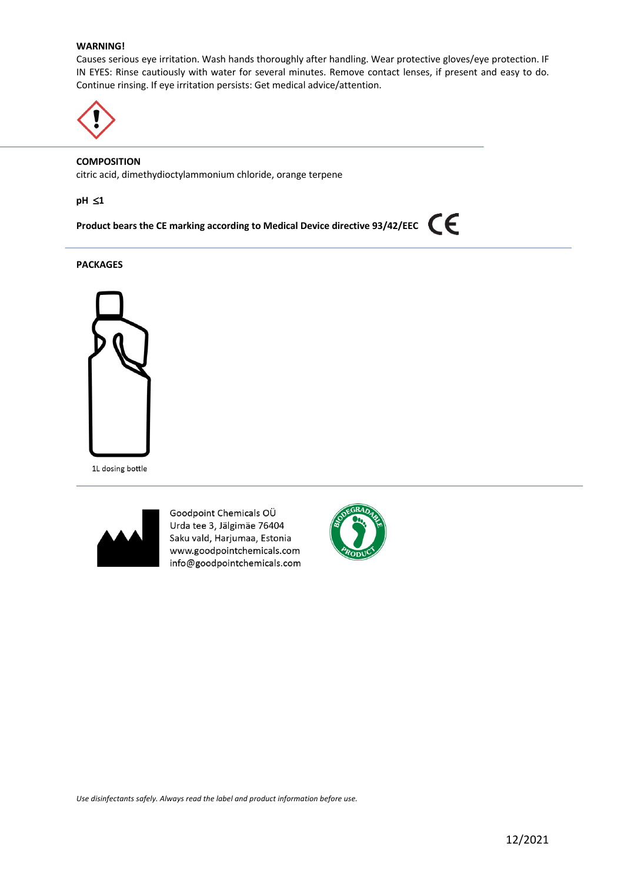**WARNING!**

Causes serious eye irritation. Wash hands thoroughly after handling. Wear protective gloves/eye protection. IF IN EYES: Rinse cautiously with water for several minutes. Remove contact lenses, if present and easy to do. Continue rinsing. If eye irritation persists: Get medical advice/attention.

**COMPOSITION**

citric acid, dimethydioctylammonium chloride, orange terpene

**pH ≤1**

**Product bears the CE marking according to Medical Device directive 93/42/EEC**

**PACKAGES**

1L dosing bottle

Goodpoint Chemicals OÜ
Urda tee 3, Jälgimäe 76404
Saku vald, Harjumaa, Estonia
www.goodpointchemicals.com
info@goodpointchemicals.com

BIODEGRADABLE PRODUCT

*Use disinfectants safely. Always read the label and product information before use.*

12/2021